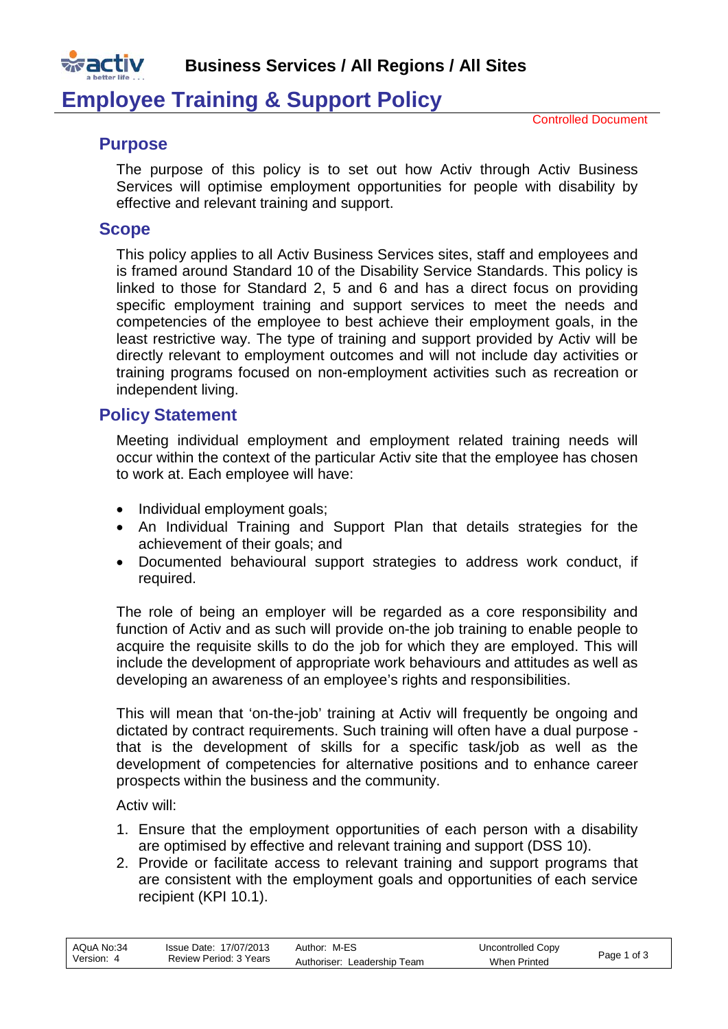**Business Services / All Regions / All Sites**

# Employee Training & Support Policy

Controlled Document

## Purpose

The purpose of this policy is to set out how Activ through Activ Business Services will optimise employment opportunities for people with disability by effective and relevant training and support.

## Scope

This policy applies to all Activ Business Services sites, staff and employees and is framed around Standard 10 of the Disability Service Standards. This policy is linked to those for Standard 2, 5 and 6 and has a direct focus on providing specific employment training and support services to meet the needs and competencies of the employee to best achieve their employment goals, in the least restrictive way. The type of training and support provided by Activ will be directly relevant to employment outcomes and will not include day activities or training programs focused on non-employment activities such as recreation or independent living.

## Policy Statement

Meeting individual employment and employment related training needs will occur within the context of the particular Activ site that the employee has chosen to work at. Each employee will have:

- Individual employment goals;
- An Individual Training and Support Plan that details strategies for the achievement of their goals; and
- Documented behavioural support strategies to address work conduct, if required.

The role of being an employer will be regarded as a core responsibility and function of Activ and as such will provide on-the job training to enable people to acquire the requisite skills to do the job for which they are employed. This will include the development of appropriate work behaviours and attitudes as well as developing an awareness of an employee's rights and responsibilities.

This will mean that 'on-the-job' training at Activ will frequently be ongoing and dictated by contract requirements. Such training will often have a dual purpose - that is the development of skills for a specific task/job as well as the development of competencies for alternative positions and to enhance career prospects within the business and the community.

Activ will:

1. Ensure that the employment opportunities of each person with a disability are optimised by effective and relevant training and support (DSS 10).
2. Provide or facilitate access to relevant training and support programs that are consistent with the employment goals and opportunities of each service recipient (KPI 10.1).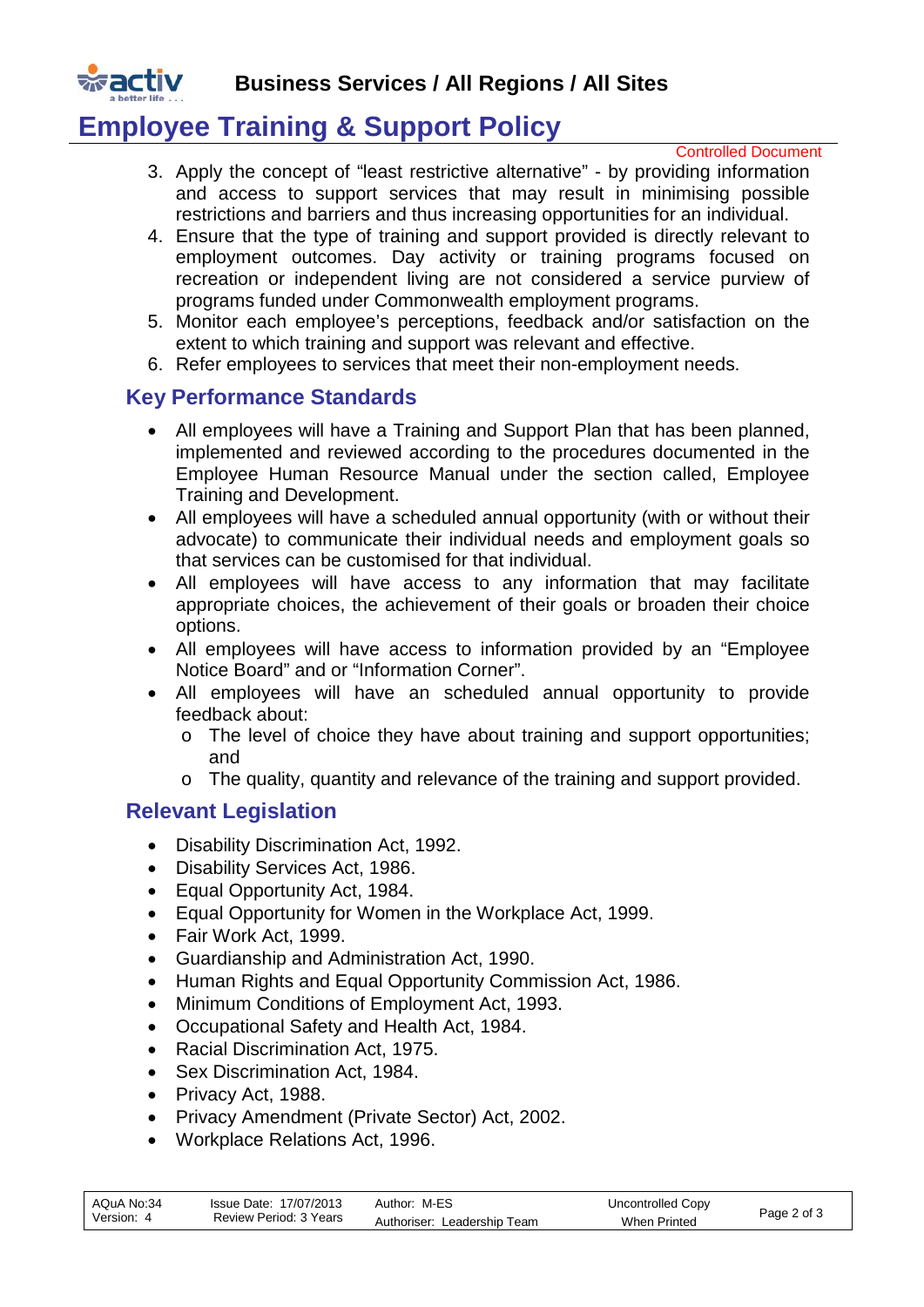3. Apply the concept of "least restrictive alternative" - by providing information and access to support services that may result in minimising possible restrictions and barriers and thus increasing opportunities for an individual.
4. Ensure that the type of training and support provided is directly relevant to employment outcomes. Day activity or training programs focused on recreation or independent living are not considered a service purview of programs funded under Commonwealth employment programs.
5. Monitor each employee's perceptions, feedback and/or satisfaction on the extent to which training and support was relevant and effective.
6. Refer employees to services that meet their non-employment needs.

## Key Performance Standards

- All employees will have a Training and Support Plan that has been planned, implemented and reviewed according to the procedures documented in the Employee Human Resource Manual under the section called, Employee Training and Development.
- All employees will have a scheduled annual opportunity (with or without their advocate) to communicate their individual needs and employment goals so that services can be customised for that individual.
- All employees will have access to any information that may facilitate appropriate choices, the achievement of their goals or broaden their choice options.
- All employees will have access to information provided by an "Employee Notice Board" and or "Information Corner".
- All employees will have an scheduled annual opportunity to provide feedback about:
  - The level of choice they have about training and support opportunities; and
  - The quality, quantity and relevance of the training and support provided.

## Relevant Legislation

- Disability Discrimination Act, 1992.
- Disability Services Act, 1986.
- Equal Opportunity Act, 1984.
- Equal Opportunity for Women in the Workplace Act, 1999.
- Fair Work Act, 1999.
- Guardianship and Administration Act, 1990.
- Human Rights and Equal Opportunity Commission Act, 1986.
- Minimum Conditions of Employment Act, 1993.
- Occupational Safety and Health Act, 1984.
- Racial Discrimination Act, 1975.
- Sex Discrimination Act, 1984.
- Privacy Act, 1988.
- Privacy Amendment (Private Sector) Act, 2002.
- Workplace Relations Act, 1996.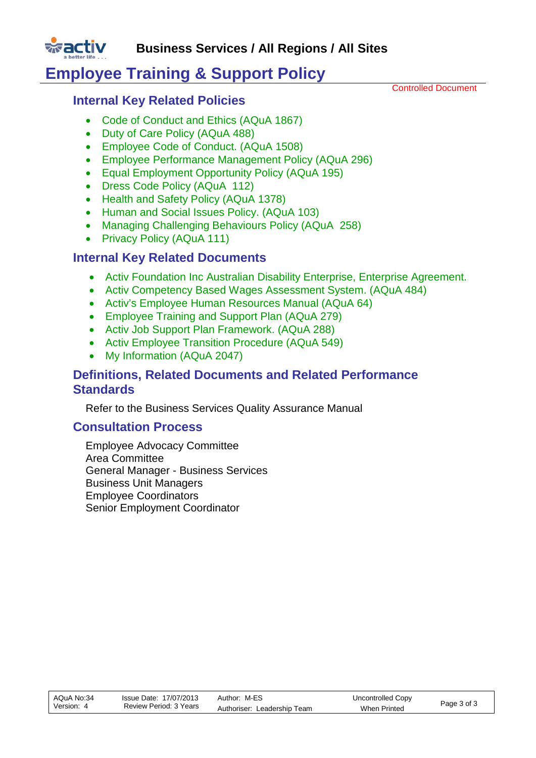## Internal Key Related Policies

- Code of Conduct and Ethics (AQuA 1867)
- Duty of Care Policy (AQuA 488)
- Employee Code of Conduct. (AQuA 1508)
- Employee Performance Management Policy (AQuA 296)
- Equal Employment Opportunity Policy (AQuA 195)
- Dress Code Policy (AQuA 112)
- Health and Safety Policy (AQuA 1378)
- Human and Social Issues Policy. (AQuA 103)
- Managing Challenging Behaviours Policy (AQuA 258)
- Privacy Policy (AQuA 111)

## Internal Key Related Documents

- Activ Foundation Inc Australian Disability Enterprise, Enterprise Agreement.
- Activ Competency Based Wages Assessment System. (AQuA 484)
- Activ's Employee Human Resources Manual (AQuA 64)
- Employee Training and Support Plan (AQuA 279)
- Activ Job Support Plan Framework. (AQuA 288)
- Activ Employee Transition Procedure (AQuA 549)
- My Information (AQuA 2047)

## Definitions, Related Documents and Related Performance Standards

Refer to the Business Services Quality Assurance Manual

## Consultation Process

Employee Advocacy Committee
Area Committee
General Manager - Business Services
Business Unit Managers
Employee Coordinators
Senior Employment Coordinator